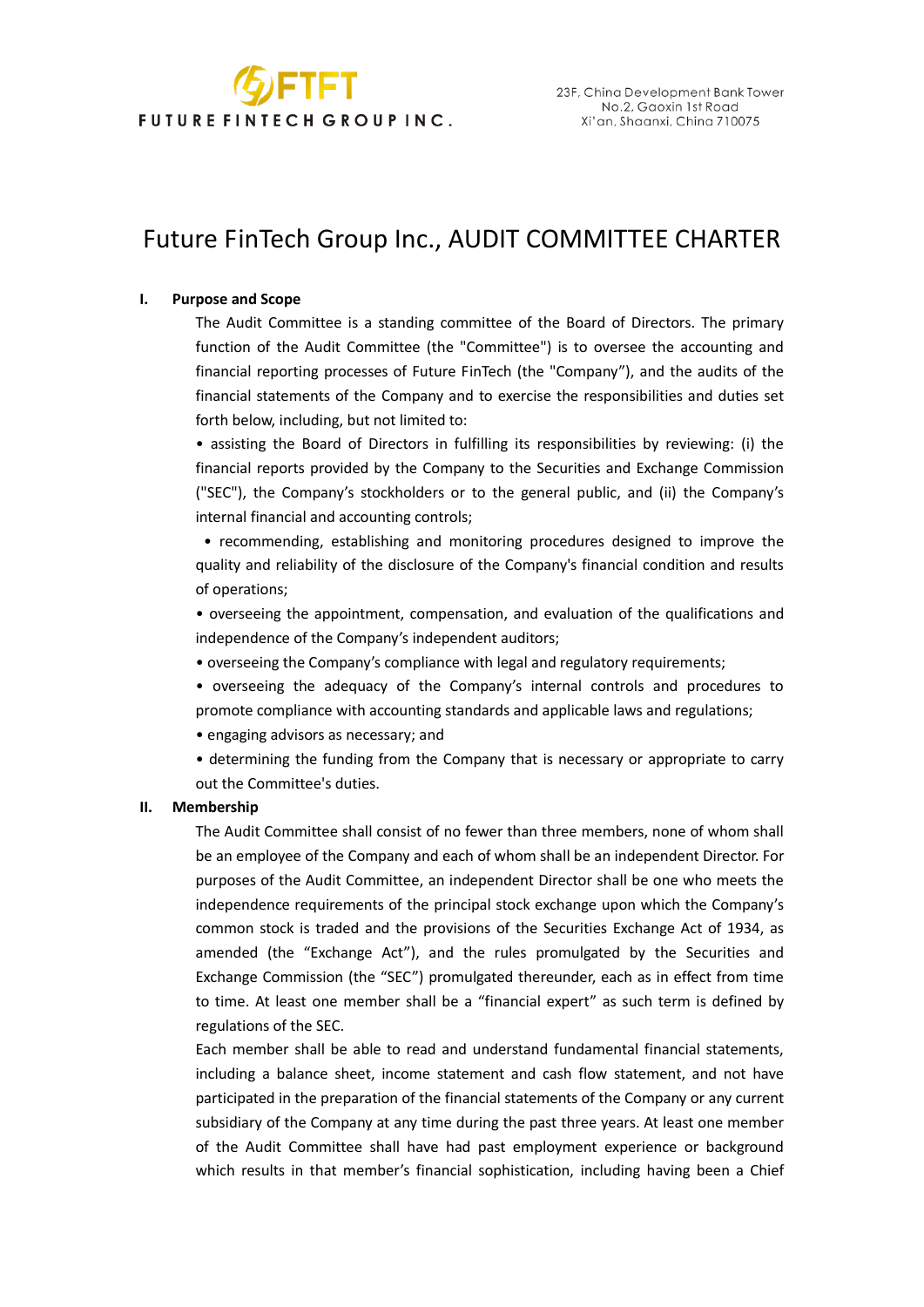# Future FinTech Group Inc., AUDIT COMMITTEE CHARTER

## I. Purpose and Scope

The Audit Committee is a standing committee of the Board of Directors. The primary function of the Audit Committee (the "Committee") is to oversee the accounting and financial reporting processes of Future FinTech (the "Company"), and the audits of the financial statements of the Company and to exercise the responsibilities and duties set forth below, including, but not limited to:

- assisting the Board of Directors in fulfilling its responsibilities by reviewing: (i) the financial reports provided by the Company to the Securities and Exchange Commission ("SEC"), the Company's stockholders or to the general public, and (ii) the Company's internal financial and accounting controls;
- recommending, establishing and monitoring procedures designed to improve the quality and reliability of the disclosure of the Company's financial condition and results of operations;
- overseeing the appointment, compensation, and evaluation of the qualifications and independence of the Company's independent auditors;
- overseeing the Company's compliance with legal and regulatory requirements;
- overseeing the adequacy of the Company's internal controls and procedures to promote compliance with accounting standards and applicable laws and regulations;
- engaging advisors as necessary; and
- determining the funding from the Company that is necessary or appropriate to carry out the Committee's duties.

## II. Membership

The Audit Committee shall consist of no fewer than three members, none of whom shall be an employee of the Company and each of whom shall be an independent Director. For purposes of the Audit Committee, an independent Director shall be one who meets the independence requirements of the principal stock exchange upon which the Company's common stock is traded and the provisions of the Securities Exchange Act of 1934, as amended (the "Exchange Act"), and the rules promulgated by the Securities and Exchange Commission (the "SEC") promulgated thereunder, each as in effect from time to time. At least one member shall be a "financial expert" as such term is defined by regulations of the SEC.

Each member shall be able to read and understand fundamental financial statements, including a balance sheet, income statement and cash flow statement, and not have participated in the preparation of the financial statements of the Company or any current subsidiary of the Company at any time during the past three years. At least one member of the Audit Committee shall have had past employment experience or background which results in that member's financial sophistication, including having been a Chief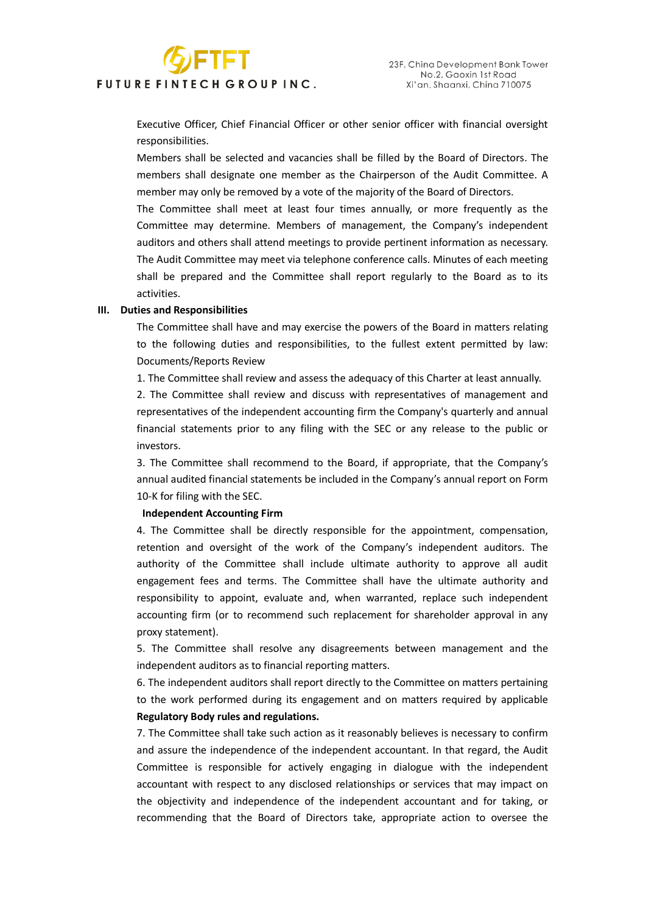Executive Officer, Chief Financial Officer or other senior officer with financial oversight responsibilities.

Members shall be selected and vacancies shall be filled by the Board of Directors. The members shall designate one member as the Chairperson of the Audit Committee. A member may only be removed by a vote of the majority of the Board of Directors.

The Committee shall meet at least four times annually, or more frequently as the Committee may determine. Members of management, the Company's independent auditors and others shall attend meetings to provide pertinent information as necessary. The Audit Committee may meet via telephone conference calls. Minutes of each meeting shall be prepared and the Committee shall report regularly to the Board as to its activities.

## III. Duties and Responsibilities

The Committee shall have and may exercise the powers of the Board in matters relating to the following duties and responsibilities, to the fullest extent permitted by law: Documents/Reports Review

1. The Committee shall review and assess the adequacy of this Charter at least annually.

2. The Committee shall review and discuss with representatives of management and representatives of the independent accounting firm the Company's quarterly and annual financial statements prior to any filing with the SEC or any release to the public or investors.

3. The Committee shall recommend to the Board, if appropriate, that the Company's annual audited financial statements be included in the Company's annual report on Form 10-K for filing with the SEC.

**Independent Accounting Firm**

4. The Committee shall be directly responsible for the appointment, compensation, retention and oversight of the work of the Company's independent auditors. The authority of the Committee shall include ultimate authority to approve all audit engagement fees and terms. The Committee shall have the ultimate authority and responsibility to appoint, evaluate and, when warranted, replace such independent accounting firm (or to recommend such replacement for shareholder approval in any proxy statement).

5. The Committee shall resolve any disagreements between management and the independent auditors as to financial reporting matters.

6. The independent auditors shall report directly to the Committee on matters pertaining to the work performed during its engagement and on matters required by applicable **Regulatory Body rules and regulations.**

7. The Committee shall take such action as it reasonably believes is necessary to confirm and assure the independence of the independent accountant. In that regard, the Audit Committee is responsible for actively engaging in dialogue with the independent accountant with respect to any disclosed relationships or services that may impact on the objectivity and independence of the independent accountant and for taking, or recommending that the Board of Directors take, appropriate action to oversee the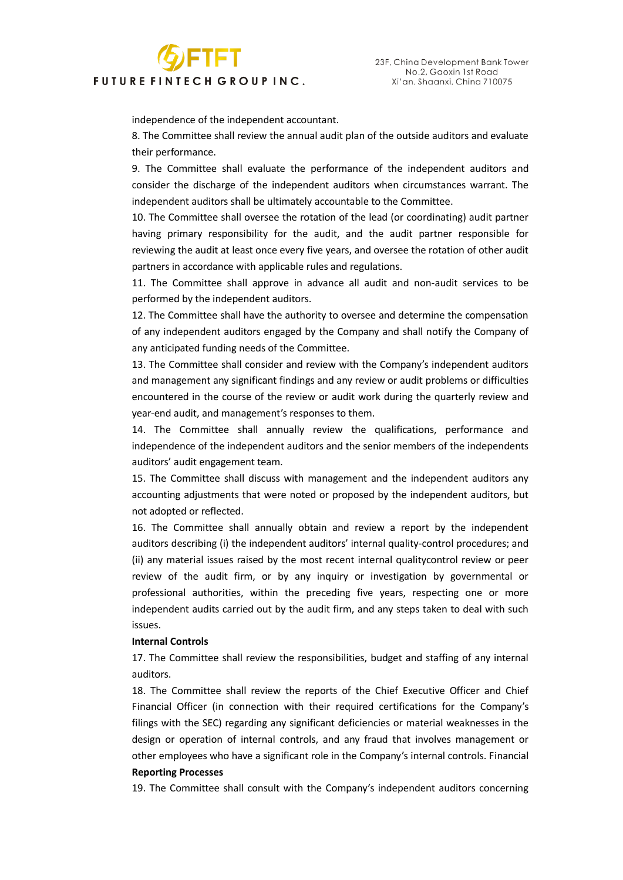independence of the independent accountant.

8. The Committee shall review the annual audit plan of the outside auditors and evaluate their performance.

9. The Committee shall evaluate the performance of the independent auditors and consider the discharge of the independent auditors when circumstances warrant. The independent auditors shall be ultimately accountable to the Committee.

10. The Committee shall oversee the rotation of the lead (or coordinating) audit partner having primary responsibility for the audit, and the audit partner responsible for reviewing the audit at least once every five years, and oversee the rotation of other audit partners in accordance with applicable rules and regulations.

11. The Committee shall approve in advance all audit and non-audit services to be performed by the independent auditors.

12. The Committee shall have the authority to oversee and determine the compensation of any independent auditors engaged by the Company and shall notify the Company of any anticipated funding needs of the Committee.

13. The Committee shall consider and review with the Company's independent auditors and management any significant findings and any review or audit problems or difficulties encountered in the course of the review or audit work during the quarterly review and year-end audit, and management's responses to them.

14. The Committee shall annually review the qualifications, performance and independence of the independent auditors and the senior members of the independents auditors' audit engagement team.

15. The Committee shall discuss with management and the independent auditors any accounting adjustments that were noted or proposed by the independent auditors, but not adopted or reflected.

16. The Committee shall annually obtain and review a report by the independent auditors describing (i) the independent auditors' internal quality-control procedures; and (ii) any material issues raised by the most recent internal qualitycontrol review or peer review of the audit firm, or by any inquiry or investigation by governmental or professional authorities, within the preceding five years, respecting one or more independent audits carried out by the audit firm, and any steps taken to deal with such issues.

**Internal Controls**

17. The Committee shall review the responsibilities, budget and staffing of any internal auditors.

18. The Committee shall review the reports of the Chief Executive Officer and Chief Financial Officer (in connection with their required certifications for the Company's filings with the SEC) regarding any significant deficiencies or material weaknesses in the design or operation of internal controls, and any fraud that involves management or other employees who have a significant role in the Company's internal controls. Financial

**Reporting Processes**

19. The Committee shall consult with the Company's independent auditors concerning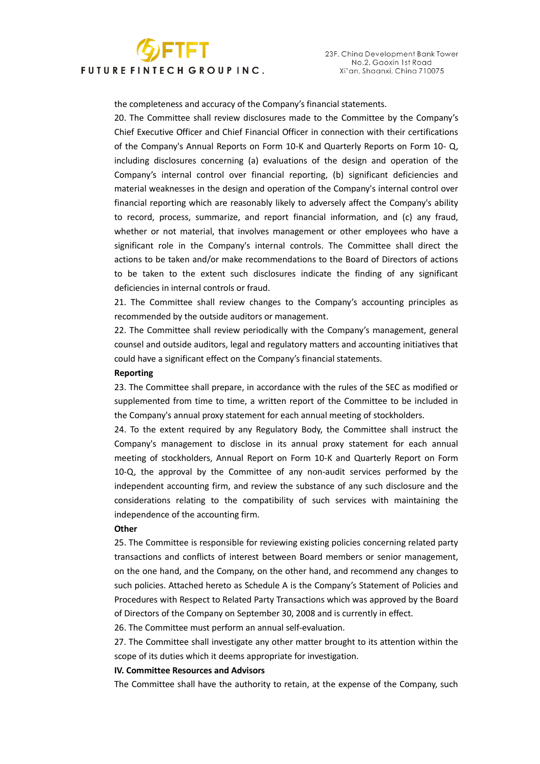the completeness and accuracy of the Company's financial statements.

20. The Committee shall review disclosures made to the Committee by the Company's Chief Executive Officer and Chief Financial Officer in connection with their certifications of the Company's Annual Reports on Form 10-K and Quarterly Reports on Form 10- Q, including disclosures concerning (a) evaluations of the design and operation of the Company's internal control over financial reporting, (b) significant deficiencies and material weaknesses in the design and operation of the Company's internal control over financial reporting which are reasonably likely to adversely affect the Company's ability to record, process, summarize, and report financial information, and (c) any fraud, whether or not material, that involves management or other employees who have a significant role in the Company's internal controls. The Committee shall direct the actions to be taken and/or make recommendations to the Board of Directors of actions to be taken to the extent such disclosures indicate the finding of any significant deficiencies in internal controls or fraud.

21. The Committee shall review changes to the Company's accounting principles as recommended by the outside auditors or management.

22. The Committee shall review periodically with the Company's management, general counsel and outside auditors, legal and regulatory matters and accounting initiatives that could have a significant effect on the Company's financial statements.

**Reporting**

23. The Committee shall prepare, in accordance with the rules of the SEC as modified or supplemented from time to time, a written report of the Committee to be included in the Company's annual proxy statement for each annual meeting of stockholders.

24. To the extent required by any Regulatory Body, the Committee shall instruct the Company's management to disclose in its annual proxy statement for each annual meeting of stockholders, Annual Report on Form 10-K and Quarterly Report on Form 10-Q, the approval by the Committee of any non-audit services performed by the independent accounting firm, and review the substance of any such disclosure and the considerations relating to the compatibility of such services with maintaining the independence of the accounting firm.

**Other**

25. The Committee is responsible for reviewing existing policies concerning related party transactions and conflicts of interest between Board members or senior management, on the one hand, and the Company, on the other hand, and recommend any changes to such policies. Attached hereto as Schedule A is the Company's Statement of Policies and Procedures with Respect to Related Party Transactions which was approved by the Board of Directors of the Company on September 30, 2008 and is currently in effect.

26. The Committee must perform an annual self-evaluation.

27. The Committee shall investigate any other matter brought to its attention within the scope of its duties which it deems appropriate for investigation.

**IV. Committee Resources and Advisors**

The Committee shall have the authority to retain, at the expense of the Company, such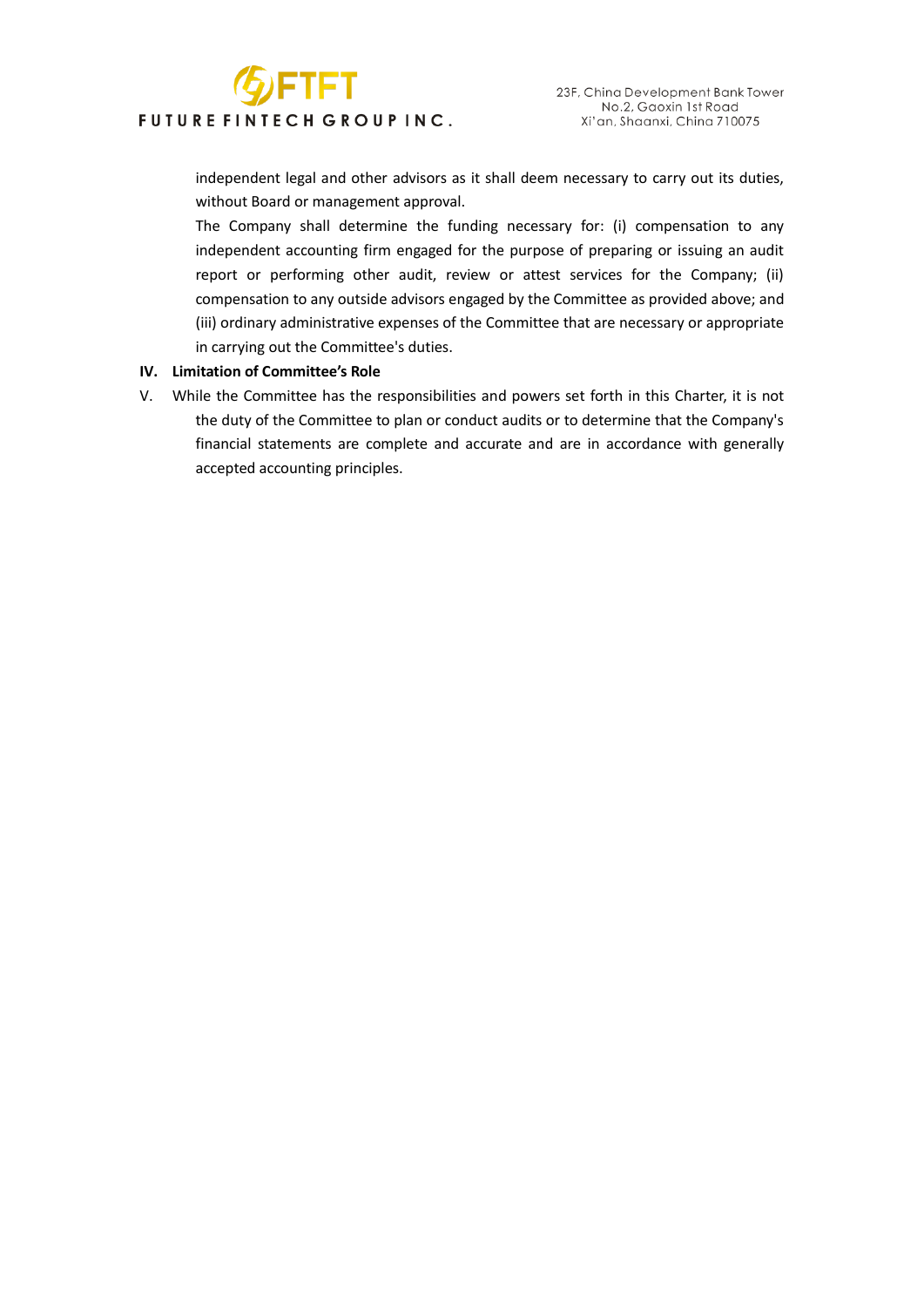independent legal and other advisors as it shall deem necessary to carry out its duties, without Board or management approval.

The Company shall determine the funding necessary for: (i) compensation to any independent accounting firm engaged for the purpose of preparing or issuing an audit report or performing other audit, review or attest services for the Company; (ii) compensation to any outside advisors engaged by the Committee as provided above; and (iii) ordinary administrative expenses of the Committee that are necessary or appropriate in carrying out the Committee's duties.

**IV. Limitation of Committee's Role**

V. While the Committee has the responsibilities and powers set forth in this Charter, it is not the duty of the Committee to plan or conduct audits or to determine that the Company's financial statements are complete and accurate and are in accordance with generally accepted accounting principles.